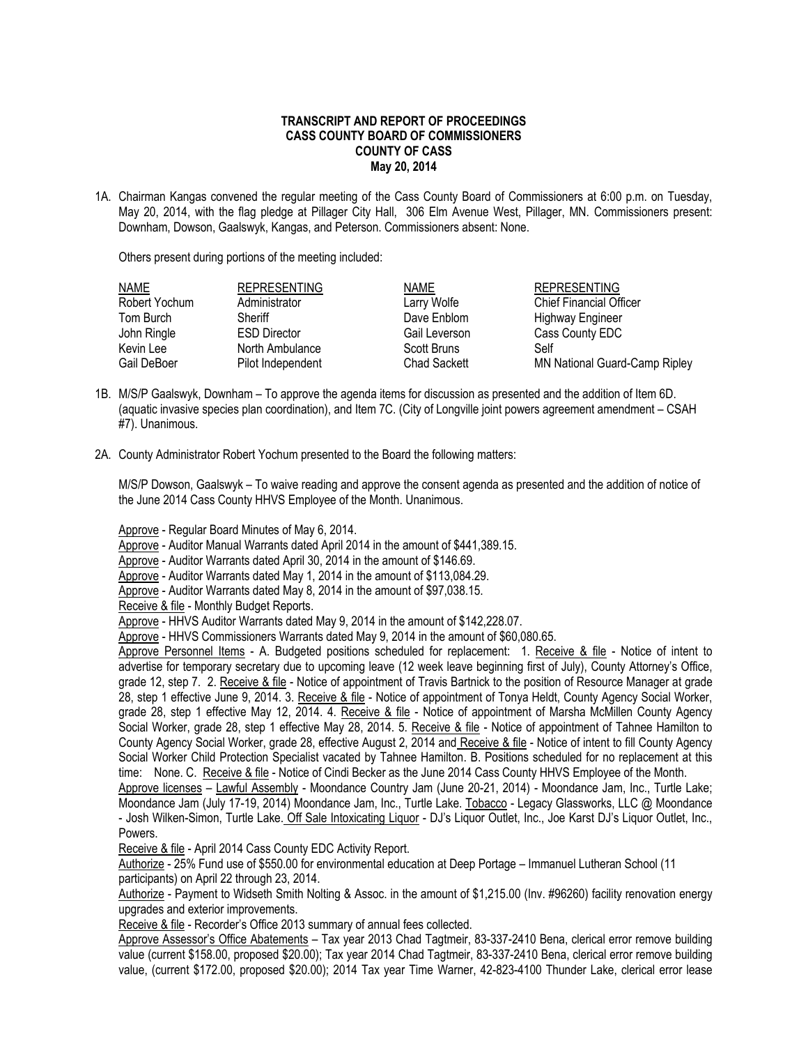**TRANSCRIPT AND REPORT OF PROCEEDINGS**
**CASS COUNTY BOARD OF COMMISSIONERS**
**COUNTY OF CASS**
**May 20, 2014**

1A. Chairman Kangas convened the regular meeting of the Cass County Board of Commissioners at 6:00 p.m. on Tuesday, May 20, 2014, with the flag pledge at Pillager City Hall, 306 Elm Avenue West, Pillager, MN. Commissioners present: Downham, Dowson, Gaalswyk, Kangas, and Peterson. Commissioners absent: None.

Others present during portions of the meeting included:

| NAME | REPRESENTING | NAME | REPRESENTING |
|---|---|---|---|
| Robert Yochum | Administrator | Larry Wolfe | Chief Financial Officer |
| Tom Burch | Sheriff | Dave Enblom | Highway Engineer |
| John Ringle | ESD Director | Gail Leverson | Cass County EDC |
| Kevin Lee | North Ambulance | Scott Bruns | Self |
| Gail DeBoer | Pilot Independent | Chad Sackett | MN National Guard-Camp Ripley |

1B. M/S/P Gaalswyk, Downham – To approve the agenda items for discussion as presented and the addition of Item 6D. (aquatic invasive species plan coordination), and Item 7C. (City of Longville joint powers agreement amendment – CSAH #7). Unanimous.

2A. County Administrator Robert Yochum presented to the Board the following matters:

M/S/P Dowson, Gaalswyk – To waive reading and approve the consent agenda as presented and the addition of notice of the June 2014 Cass County HHVS Employee of the Month. Unanimous.

Approve - Regular Board Minutes of May 6, 2014.
Approve - Auditor Manual Warrants dated April 2014 in the amount of $441,389.15.
Approve - Auditor Warrants dated April 30, 2014 in the amount of $146.69.
Approve - Auditor Warrants dated May 1, 2014 in the amount of $113,084.29.
Approve - Auditor Warrants dated May 8, 2014 in the amount of $97,038.15.
Receive & file - Monthly Budget Reports.
Approve - HHVS Auditor Warrants dated May 9, 2014 in the amount of $142,228.07.
Approve - HHVS Commissioners Warrants dated May 9, 2014 in the amount of $60,080.65.
Approve Personnel Items - A. Budgeted positions scheduled for replacement: 1. Receive & file - Notice of intent to advertise for temporary secretary due to upcoming leave (12 week leave beginning first of July), County Attorney's Office, grade 12, step 7. 2. Receive & file - Notice of appointment of Travis Bartnick to the position of Resource Manager at grade 28, step 1 effective June 9, 2014. 3. Receive & file - Notice of appointment of Tonya Heldt, County Agency Social Worker, grade 28, step 1 effective May 12, 2014. 4. Receive & file - Notice of appointment of Marsha McMillen County Agency Social Worker, grade 28, step 1 effective May 28, 2014. 5. Receive & file - Notice of appointment of Tahnee Hamilton to County Agency Social Worker, grade 28, effective August 2, 2014 and Receive & file - Notice of intent to fill County Agency Social Worker Child Protection Specialist vacated by Tahnee Hamilton. B. Positions scheduled for no replacement at this time: None. C. Receive & file - Notice of Cindi Becker as the June 2014 Cass County HHVS Employee of the Month.
Approve licenses – Lawful Assembly - Moondance Country Jam (June 20-21, 2014) - Moondance Jam, Inc., Turtle Lake; Moondance Jam (July 17-19, 2014) Moondance Jam, Inc., Turtle Lake. Tobacco - Legacy Glassworks, LLC @ Moondance - Josh Wilken-Simon, Turtle Lake. Off Sale Intoxicating Liquor - DJ's Liquor Outlet, Inc., Joe Karst DJ's Liquor Outlet, Inc., Powers.
Receive & file - April 2014 Cass County EDC Activity Report.
Authorize - 25% Fund use of $550.00 for environmental education at Deep Portage – Immanuel Lutheran School (11 participants) on April 22 through 23, 2014.
Authorize - Payment to Widseth Smith Nolting & Assoc. in the amount of $1,215.00 (Inv. #96260) facility renovation energy upgrades and exterior improvements.
Receive & file - Recorder's Office 2013 summary of annual fees collected.
Approve Assessor's Office Abatements – Tax year 2013 Chad Tagtmeir, 83-337-2410 Bena, clerical error remove building value (current $158.00, proposed $20.00); Tax year 2014 Chad Tagtmeir, 83-337-2410 Bena, clerical error remove building value, (current $172.00, proposed $20.00); 2014 Tax year Time Warner, 42-823-4100 Thunder Lake, clerical error lease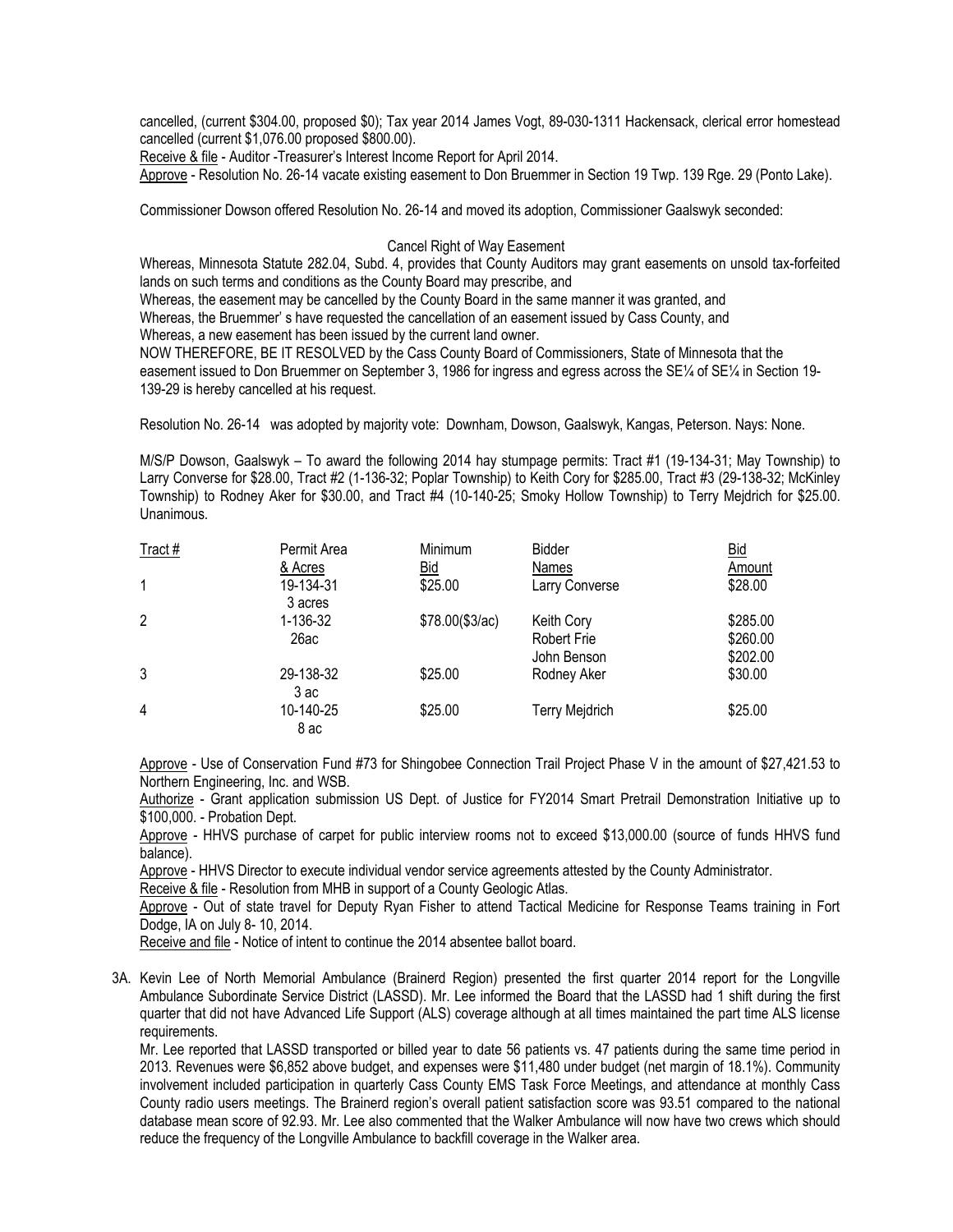cancelled, (current $304.00, proposed $0); Tax year 2014 James Vogt, 89-030-1311 Hackensack, clerical error homestead cancelled (current $1,076.00 proposed $800.00).

Receive & file - Auditor -Treasurer's Interest Income Report for April 2014.

Approve - Resolution No. 26-14 vacate existing easement to Don Bruemmer in Section 19 Twp. 139 Rge. 29 (Ponto Lake).

Commissioner Dowson offered Resolution No. 26-14 and moved its adoption, Commissioner Gaalswyk seconded:

Cancel Right of Way Easement

Whereas, Minnesota Statute 282.04, Subd. 4, provides that County Auditors may grant easements on unsold tax-forfeited lands on such terms and conditions as the County Board may prescribe, and

Whereas, the easement may be cancelled by the County Board in the same manner it was granted, and

Whereas, the Bruemmer' s have requested the cancellation of an easement issued by Cass County, and

Whereas, a new easement has been issued by the current land owner.

NOW THEREFORE, BE IT RESOLVED by the Cass County Board of Commissioners, State of Minnesota that the easement issued to Don Bruemmer on September 3, 1986 for ingress and egress across the SE¼ of SE¼ in Section 19-139-29 is hereby cancelled at his request.

Resolution No. 26-14 was adopted by majority vote: Downham, Dowson, Gaalswyk, Kangas, Peterson. Nays: None.

M/S/P Dowson, Gaalswyk – To award the following 2014 hay stumpage permits: Tract #1 (19-134-31; May Township) to Larry Converse for $28.00, Tract #2 (1-136-32; Poplar Township) to Keith Cory for $285.00, Tract #3 (29-138-32; McKinley Township) to Rodney Aker for $30.00, and Tract #4 (10-140-25; Smoky Hollow Township) to Terry Mejdrich for $25.00. Unanimous.

| Tract # | Permit Area & Acres | Minimum Bid | Bidder Names | Bid Amount |
|---|---|---|---|---|
| 1 | 19-134-31 3 acres | $25.00 | Larry Converse | $28.00 |
| 2 | 1-136-32 26ac | $78.00($3/ac) | Keith Cory | $285.00 |
| | | | Robert Frie | $260.00 |
| | | | John Benson | $202.00 |
| 3 | 29-138-32 3 ac | $25.00 | Rodney Aker | $30.00 |
| 4 | 10-140-25 8 ac | $25.00 | Terry Mejdrich | $25.00 |

Approve - Use of Conservation Fund #73 for Shingobee Connection Trail Project Phase V in the amount of $27,421.53 to Northern Engineering, Inc. and WSB.

Authorize - Grant application submission US Dept. of Justice for FY2014 Smart Pretrail Demonstration Initiative up to $100,000. - Probation Dept.

Approve - HHVS purchase of carpet for public interview rooms not to exceed $13,000.00 (source of funds HHVS fund balance).

Approve - HHVS Director to execute individual vendor service agreements attested by the County Administrator.

Receive & file - Resolution from MHB in support of a County Geologic Atlas.

Approve - Out of state travel for Deputy Ryan Fisher to attend Tactical Medicine for Response Teams training in Fort Dodge, IA on July 8- 10, 2014.

Receive and file - Notice of intent to continue the 2014 absentee ballot board.

3A. Kevin Lee of North Memorial Ambulance (Brainerd Region) presented the first quarter 2014 report for the Longville Ambulance Subordinate Service District (LASSD). Mr. Lee informed the Board that the LASSD had 1 shift during the first quarter that did not have Advanced Life Support (ALS) coverage although at all times maintained the part time ALS license requirements.

Mr. Lee reported that LASSD transported or billed year to date 56 patients vs. 47 patients during the same time period in 2013. Revenues were $6,852 above budget, and expenses were $11,480 under budget (net margin of 18.1%). Community involvement included participation in quarterly Cass County EMS Task Force Meetings, and attendance at monthly Cass County radio users meetings. The Brainerd region's overall patient satisfaction score was 93.51 compared to the national database mean score of 92.93. Mr. Lee also commented that the Walker Ambulance will now have two crews which should reduce the frequency of the Longville Ambulance to backfill coverage in the Walker area.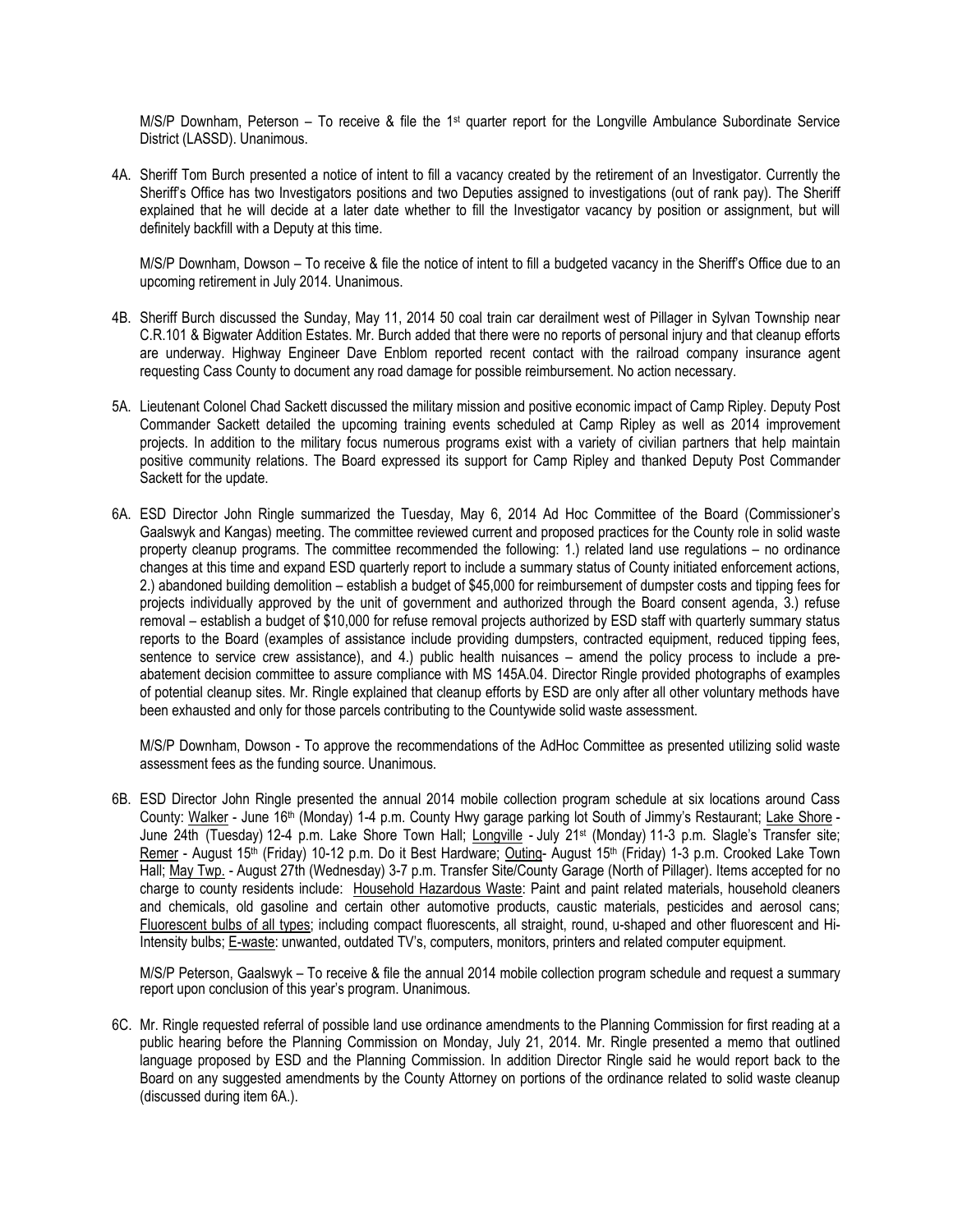M/S/P Downham, Peterson – To receive & file the 1st quarter report for the Longville Ambulance Subordinate Service District (LASSD). Unanimous.

4A. Sheriff Tom Burch presented a notice of intent to fill a vacancy created by the retirement of an Investigator. Currently the Sheriff's Office has two Investigators positions and two Deputies assigned to investigations (out of rank pay). The Sheriff explained that he will decide at a later date whether to fill the Investigator vacancy by position or assignment, but will definitely backfill with a Deputy at this time.

M/S/P Downham, Dowson – To receive & file the notice of intent to fill a budgeted vacancy in the Sheriff's Office due to an upcoming retirement in July 2014. Unanimous.

4B. Sheriff Burch discussed the Sunday, May 11, 2014 50 coal train car derailment west of Pillager in Sylvan Township near C.R.101 & Bigwater Addition Estates. Mr. Burch added that there were no reports of personal injury and that cleanup efforts are underway. Highway Engineer Dave Enblom reported recent contact with the railroad company insurance agent requesting Cass County to document any road damage for possible reimbursement. No action necessary.

5A. Lieutenant Colonel Chad Sackett discussed the military mission and positive economic impact of Camp Ripley. Deputy Post Commander Sackett detailed the upcoming training events scheduled at Camp Ripley as well as 2014 improvement projects. In addition to the military focus numerous programs exist with a variety of civilian partners that help maintain positive community relations. The Board expressed its support for Camp Ripley and thanked Deputy Post Commander Sackett for the update.

6A. ESD Director John Ringle summarized the Tuesday, May 6, 2014 Ad Hoc Committee of the Board (Commissioner's Gaalswyk and Kangas) meeting. The committee reviewed current and proposed practices for the County role in solid waste property cleanup programs. The committee recommended the following: 1.) related land use regulations – no ordinance changes at this time and expand ESD quarterly report to include a summary status of County initiated enforcement actions, 2.) abandoned building demolition – establish a budget of $45,000 for reimbursement of dumpster costs and tipping fees for projects individually approved by the unit of government and authorized through the Board consent agenda, 3.) refuse removal – establish a budget of $10,000 for refuse removal projects authorized by ESD staff with quarterly summary status reports to the Board (examples of assistance include providing dumpsters, contracted equipment, reduced tipping fees, sentence to service crew assistance), and 4.) public health nuisances – amend the policy process to include a pre-abatement decision committee to assure compliance with MS 145A.04. Director Ringle provided photographs of examples of potential cleanup sites. Mr. Ringle explained that cleanup efforts by ESD are only after all other voluntary methods have been exhausted and only for those parcels contributing to the Countywide solid waste assessment.

M/S/P Downham, Dowson - To approve the recommendations of the AdHoc Committee as presented utilizing solid waste assessment fees as the funding source. Unanimous.

6B. ESD Director John Ringle presented the annual 2014 mobile collection program schedule at six locations around Cass County: Walker - June 16th (Monday) 1-4 p.m. County Hwy garage parking lot South of Jimmy's Restaurant; Lake Shore - June 24th (Tuesday) 12-4 p.m. Lake Shore Town Hall; Longville - July 21st (Monday) 11-3 p.m. Slagle's Transfer site; Remer - August 15th (Friday) 10-12 p.m. Do it Best Hardware; Outing- August 15th (Friday) 1-3 p.m. Crooked Lake Town Hall; May Twp. - August 27th (Wednesday) 3-7 p.m. Transfer Site/County Garage (North of Pillager). Items accepted for no charge to county residents include: Household Hazardous Waste: Paint and paint related materials, household cleaners and chemicals, old gasoline and certain other automotive products, caustic materials, pesticides and aerosol cans; Fluorescent bulbs of all types; including compact fluorescents, all straight, round, u-shaped and other fluorescent and Hi-Intensity bulbs; E-waste: unwanted, outdated TV's, computers, monitors, printers and related computer equipment.

M/S/P Peterson, Gaalswyk – To receive & file the annual 2014 mobile collection program schedule and request a summary report upon conclusion of this year's program. Unanimous.

6C. Mr. Ringle requested referral of possible land use ordinance amendments to the Planning Commission for first reading at a public hearing before the Planning Commission on Monday, July 21, 2014. Mr. Ringle presented a memo that outlined language proposed by ESD and the Planning Commission. In addition Director Ringle said he would report back to the Board on any suggested amendments by the County Attorney on portions of the ordinance related to solid waste cleanup (discussed during item 6A.).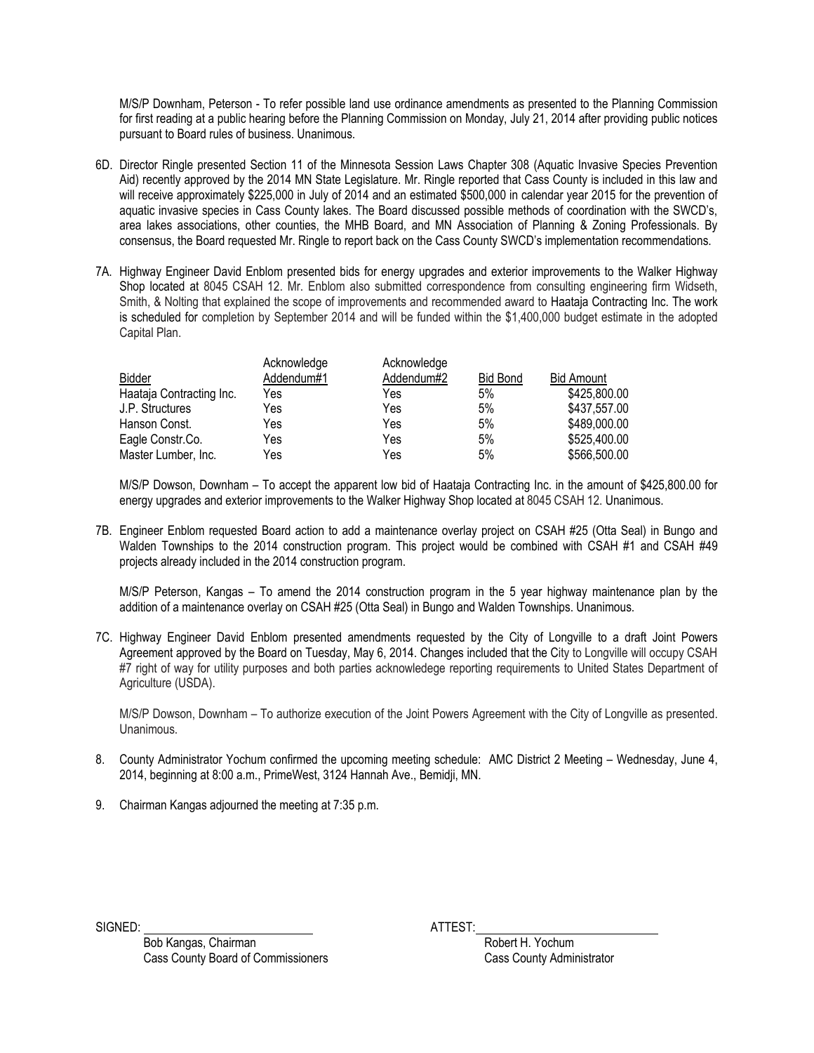M/S/P Downham, Peterson - To refer possible land use ordinance amendments as presented to the Planning Commission for first reading at a public hearing before the Planning Commission on Monday, July 21, 2014 after providing public notices pursuant to Board rules of business. Unanimous.

6D. Director Ringle presented Section 11 of the Minnesota Session Laws Chapter 308 (Aquatic Invasive Species Prevention Aid) recently approved by the 2014 MN State Legislature. Mr. Ringle reported that Cass County is included in this law and will receive approximately $225,000 in July of 2014 and an estimated $500,000 in calendar year 2015 for the prevention of aquatic invasive species in Cass County lakes. The Board discussed possible methods of coordination with the SWCD's, area lakes associations, other counties, the MHB Board, and MN Association of Planning & Zoning Professionals. By consensus, the Board requested Mr. Ringle to report back on the Cass County SWCD's implementation recommendations.

7A. Highway Engineer David Enblom presented bids for energy upgrades and exterior improvements to the Walker Highway Shop located at 8045 CSAH 12. Mr. Enblom also submitted correspondence from consulting engineering firm Widseth, Smith, & Nolting that explained the scope of improvements and recommended award to Haataja Contracting Inc. The work is scheduled for completion by September 2014 and will be funded within the $1,400,000 budget estimate in the adopted Capital Plan.

| Bidder | Acknowledge Addendum#1 | Acknowledge Addendum#2 | Bid Bond | Bid Amount |
|---|---|---|---|---|
| Haataja Contracting Inc. | Yes | Yes | 5% | $425,800.00 |
| J.P. Structures | Yes | Yes | 5% | $437,557.00 |
| Hanson Const. | Yes | Yes | 5% | $489,000.00 |
| Eagle Constr.Co. | Yes | Yes | 5% | $525,400.00 |
| Master Lumber, Inc. | Yes | Yes | 5% | $566,500.00 |

M/S/P Dowson, Downham – To accept the apparent low bid of Haataja Contracting Inc. in the amount of $425,800.00 for energy upgrades and exterior improvements to the Walker Highway Shop located at 8045 CSAH 12. Unanimous.

7B. Engineer Enblom requested Board action to add a maintenance overlay project on CSAH #25 (Otta Seal) in Bungo and Walden Townships to the 2014 construction program. This project would be combined with CSAH #1 and CSAH #49 projects already included in the 2014 construction program.

M/S/P Peterson, Kangas – To amend the 2014 construction program in the 5 year highway maintenance plan by the addition of a maintenance overlay on CSAH #25 (Otta Seal) in Bungo and Walden Townships. Unanimous.

7C. Highway Engineer David Enblom presented amendments requested by the City of Longville to a draft Joint Powers Agreement approved by the Board on Tuesday, May 6, 2014. Changes included that the City to Longville will occupy CSAH #7 right of way for utility purposes and both parties acknowledege reporting requirements to United States Department of Agriculture (USDA).

M/S/P Dowson, Downham – To authorize execution of the Joint Powers Agreement with the City of Longville as presented. Unanimous.

8. County Administrator Yochum confirmed the upcoming meeting schedule: AMC District 2 Meeting – Wednesday, June 4, 2014, beginning at 8:00 a.m., PrimeWest, 3124 Hannah Ave., Bemidji, MN.

9. Chairman Kangas adjourned the meeting at 7:35 p.m.

SIGNED: ____________________________

Bob Kangas, Chairman
Cass County Board of Commissioners

ATTEST: ____________________________

Robert H. Yochum
Cass County Administrator